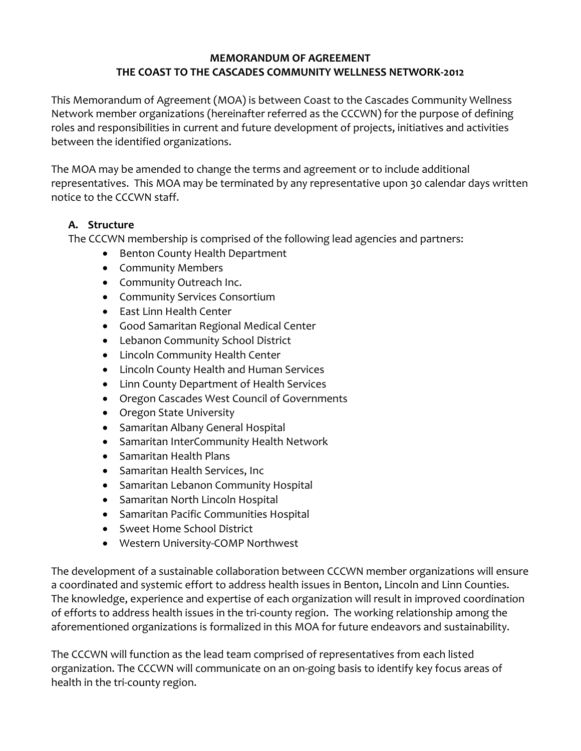# MEMORANDUM OF AGREEMENT
## THE COAST TO THE CASCADES COMMUNITY WELLNESS NETWORK-2012

This Memorandum of Agreement (MOA) is between Coast to the Cascades Community Wellness Network member organizations (hereinafter referred as the CCCWN) for the purpose of defining roles and responsibilities in current and future development of projects, initiatives and activities between the identified organizations.

The MOA may be amended to change the terms and agreement or to include additional representatives. This MOA may be terminated by any representative upon 30 calendar days written notice to the CCCWN staff.

### A. Structure

The CCCWN membership is comprised of the following lead agencies and partners:

- Benton County Health Department
- Community Members
- Community Outreach Inc.
- Community Services Consortium
- East Linn Health Center
- Good Samaritan Regional Medical Center
- Lebanon Community School District
- Lincoln Community Health Center
- Lincoln County Health and Human Services
- Linn County Department of Health Services
- Oregon Cascades West Council of Governments
- Oregon State University
- Samaritan Albany General Hospital
- Samaritan InterCommunity Health Network
- Samaritan Health Plans
- Samaritan Health Services, Inc
- Samaritan Lebanon Community Hospital
- Samaritan North Lincoln Hospital
- Samaritan Pacific Communities Hospital
- Sweet Home School District
- Western University-COMP Northwest

The development of a sustainable collaboration between CCCWN member organizations will ensure a coordinated and systemic effort to address health issues in Benton, Lincoln and Linn Counties. The knowledge, experience and expertise of each organization will result in improved coordination of efforts to address health issues in the tri-county region. The working relationship among the aforementioned organizations is formalized in this MOA for future endeavors and sustainability.

The CCCWN will function as the lead team comprised of representatives from each listed organization. The CCCWN will communicate on an on-going basis to identify key focus areas of health in the tri-county region.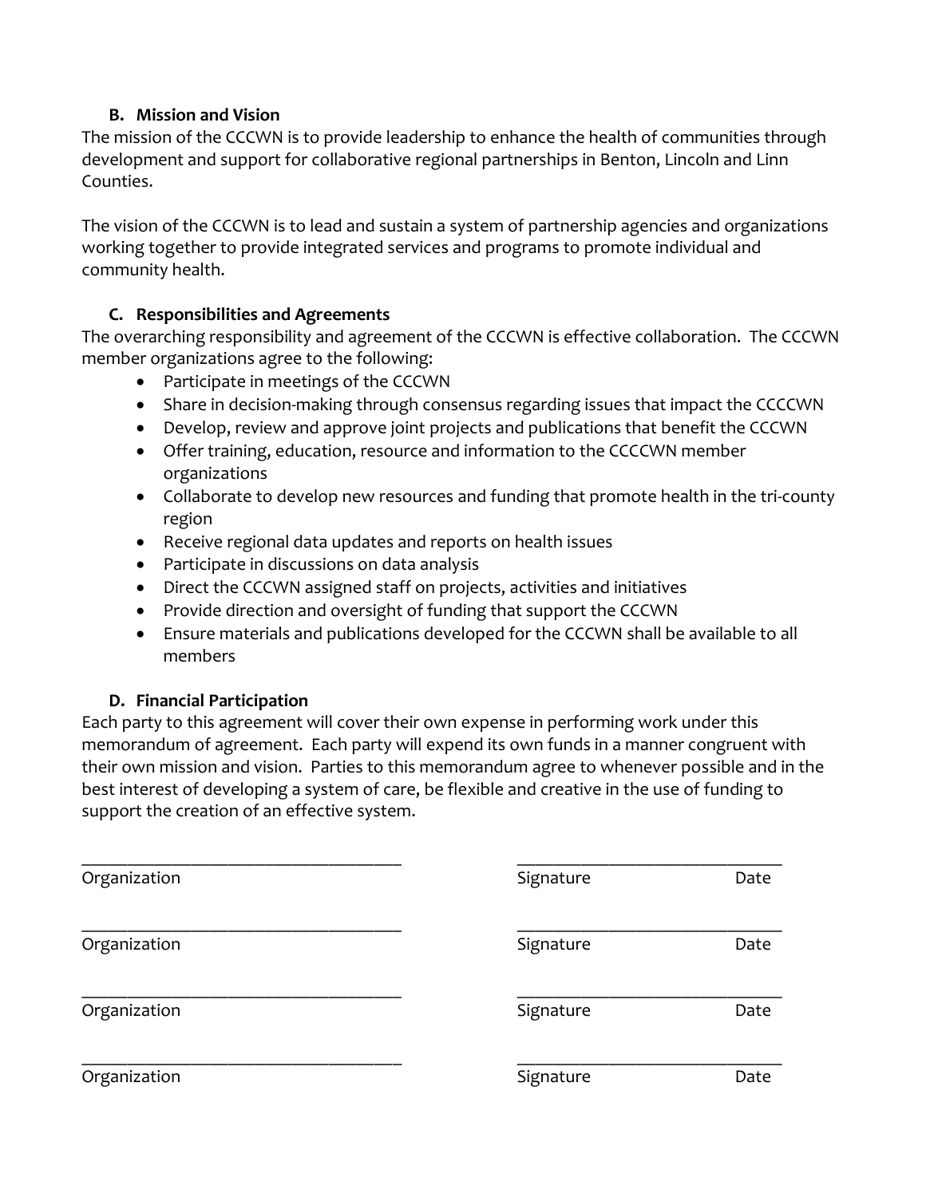### B. Mission and Vision

The mission of the CCCWN is to provide leadership to enhance the health of communities through development and support for collaborative regional partnerships in Benton, Lincoln and Linn Counties.

The vision of the CCCWN is to lead and sustain a system of partnership agencies and organizations working together to provide integrated services and programs to promote individual and community health.

### C. Responsibilities and Agreements

The overarching responsibility and agreement of the CCCWN is effective collaboration. The CCCWN member organizations agree to the following:

- Participate in meetings of the CCCWN
- Share in decision-making through consensus regarding issues that impact the CCCCWN
- Develop, review and approve joint projects and publications that benefit the CCCWN
- Offer training, education, resource and information to the CCCCWN member organizations
- Collaborate to develop new resources and funding that promote health in the tri-county region
- Receive regional data updates and reports on health issues
- Participate in discussions on data analysis
- Direct the CCCWN assigned staff on projects, activities and initiatives
- Provide direction and oversight of funding that support the CCCWN
- Ensure materials and publications developed for the CCCWN shall be available to all members

### D. Financial Participation

Each party to this agreement will cover their own expense in performing work under this memorandum of agreement. Each party will expend its own funds in a manner congruent with their own mission and vision. Parties to this memorandum agree to whenever possible and in the best interest of developing a system of care, be flexible and creative in the use of funding to support the creation of an effective system.

\_\_\_\_\_\_\_\_\_\_\_\_\_\_\_\_\_\_\_\_\_\_\_\_\_\_\_\_\_\_\_\_\_\_\_\_ \_\_\_\_\_\_\_\_\_\_\_\_\_\_\_\_\_\_\_\_\_\_\_\_\_\_\_\_\_\_

Organization Signature Date

\_\_\_\_\_\_\_\_\_\_\_\_\_\_\_\_\_\_\_\_\_\_\_\_\_\_\_\_\_\_\_\_\_\_\_\_ \_\_\_\_\_\_\_\_\_\_\_\_\_\_\_\_\_\_\_\_\_\_\_\_\_\_\_\_\_\_

Organization Signature Date

\_\_\_\_\_\_\_\_\_\_\_\_\_\_\_\_\_\_\_\_\_\_\_\_\_\_\_\_\_\_\_\_\_\_\_\_ \_\_\_\_\_\_\_\_\_\_\_\_\_\_\_\_\_\_\_\_\_\_\_\_\_\_\_\_\_\_

Organization Signature Date

\_\_\_\_\_\_\_\_\_\_\_\_\_\_\_\_\_\_\_\_\_\_\_\_\_\_\_\_\_\_\_\_\_\_\_\_ \_\_\_\_\_\_\_\_\_\_\_\_\_\_\_\_\_\_\_\_\_\_\_\_\_\_\_\_\_\_

Organization Signature Date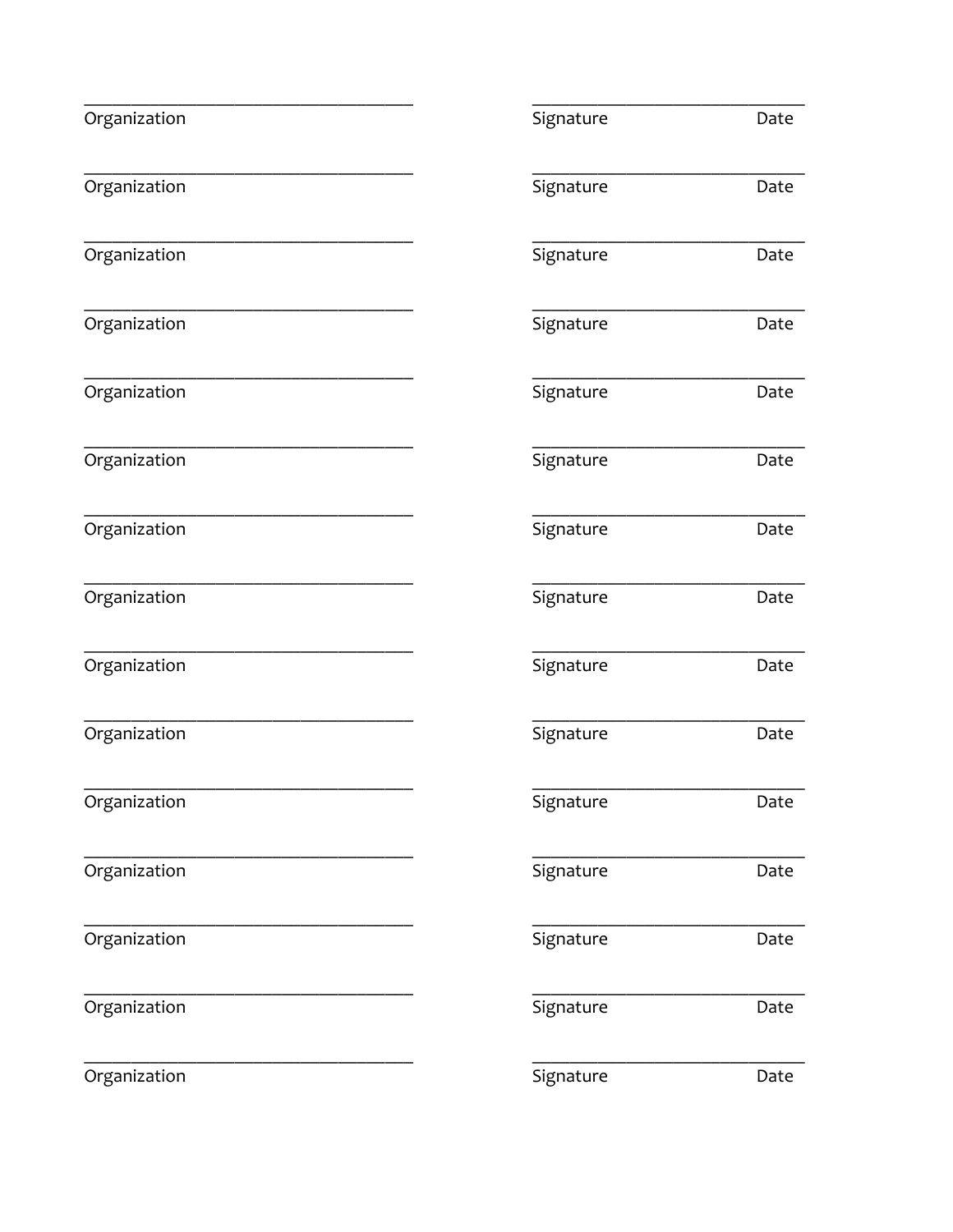| | |
|---|---|
| ______________________________ Organization | ______________________________ Signature Date |
| ______________________________ Organization | ______________________________ Signature Date |
| ______________________________ Organization | ______________________________ Signature Date |
| ______________________________ Organization | ______________________________ Signature Date |
| ______________________________ Organization | ______________________________ Signature Date |
| ______________________________ Organization | ______________________________ Signature Date |
| ______________________________ Organization | ______________________________ Signature Date |
| ______________________________ Organization | ______________________________ Signature Date |
| ______________________________ Organization | ______________________________ Signature Date |
| ______________________________ Organization | ______________________________ Signature Date |
| ______________________________ Organization | ______________________________ Signature Date |
| ______________________________ Organization | ______________________________ Signature Date |
| ______________________________ Organization | ______________________________ Signature Date |
| ______________________________ Organization | ______________________________ Signature Date |
| ______________________________ Organization | ______________________________ Signature Date |